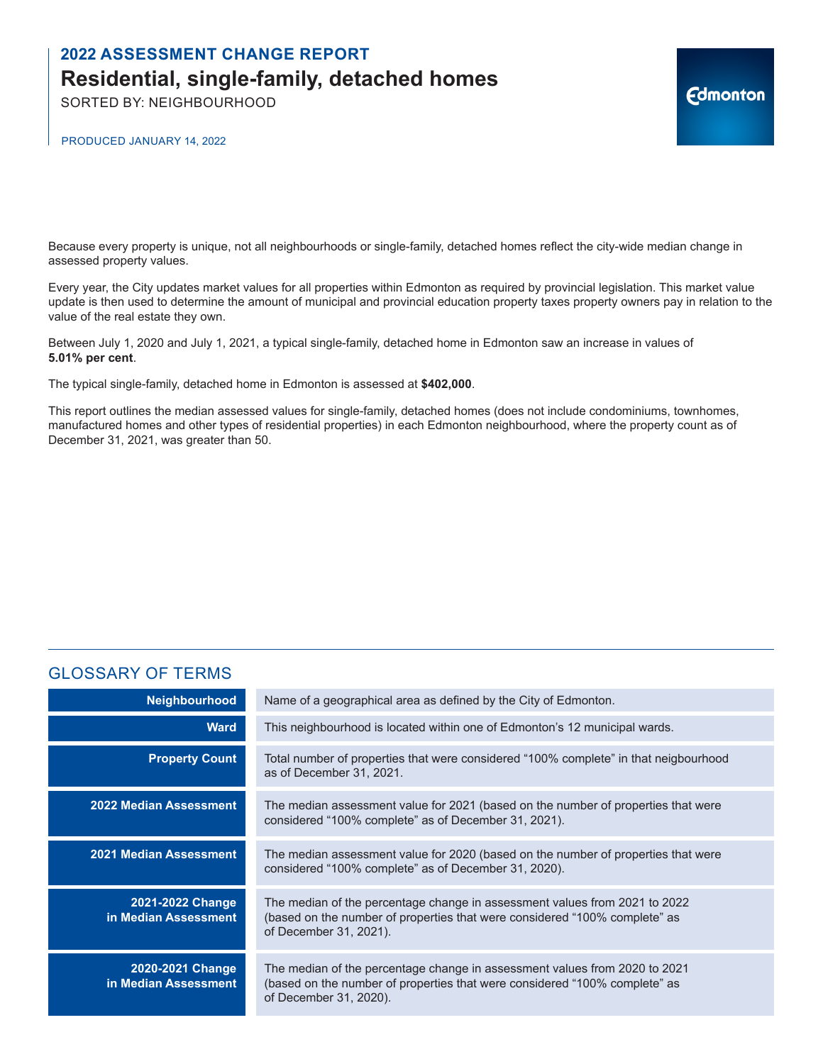## 2022 ASSESSMENT CHANGE REPORT

# Residential, single-family, detached homes

SORTED BY: NEIGHBOURHOOD

PRODUCED JANUARY 14, 2022

Because every property is unique, not all neighbourhoods or single-family, detached homes reflect the city-wide median change in assessed property values.

Every year, the City updates market values for all properties within Edmonton as required by provincial legislation. This market value update is then used to determine the amount of municipal and provincial education property taxes property owners pay in relation to the value of the real estate they own.

Between July 1, 2020 and July 1, 2021, a typical single-family, detached home in Edmonton saw an increase in values of **5.01% per cent**.

The typical single-family, detached home in Edmonton is assessed at **$402,000**.

This report outlines the median assessed values for single-family, detached homes (does not include condominiums, townhomes, manufactured homes and other types of residential properties) in each Edmonton neighbourhood, where the property count as of December 31, 2021, was greater than 50.

## GLOSSARY OF TERMS

| Term | Definition |
|---|---|
| **Neighbourhood** | Name of a geographical area as defined by the City of Edmonton. |
| **Ward** | This neighbourhood is located within one of Edmonton's 12 municipal wards. |
| **Property Count** | Total number of properties that were considered "100% complete" in that neigbourhood as of December 31, 2021. |
| **2022 Median Assessment** | The median assessment value for 2021 (based on the number of properties that were considered "100% complete" as of December 31, 2021). |
| **2021 Median Assessment** | The median assessment value for 2020 (based on the number of properties that were considered "100% complete" as of December 31, 2020). |
| **2021-2022 Change in Median Assessment** | The median of the percentage change in assessment values from 2021 to 2022 (based on the number of properties that were considered "100% complete" as of December 31, 2021). |
| **2020-2021 Change in Median Assessment** | The median of the percentage change in assessment values from 2020 to 2021 (based on the number of properties that were considered "100% complete" as of December 31, 2020). |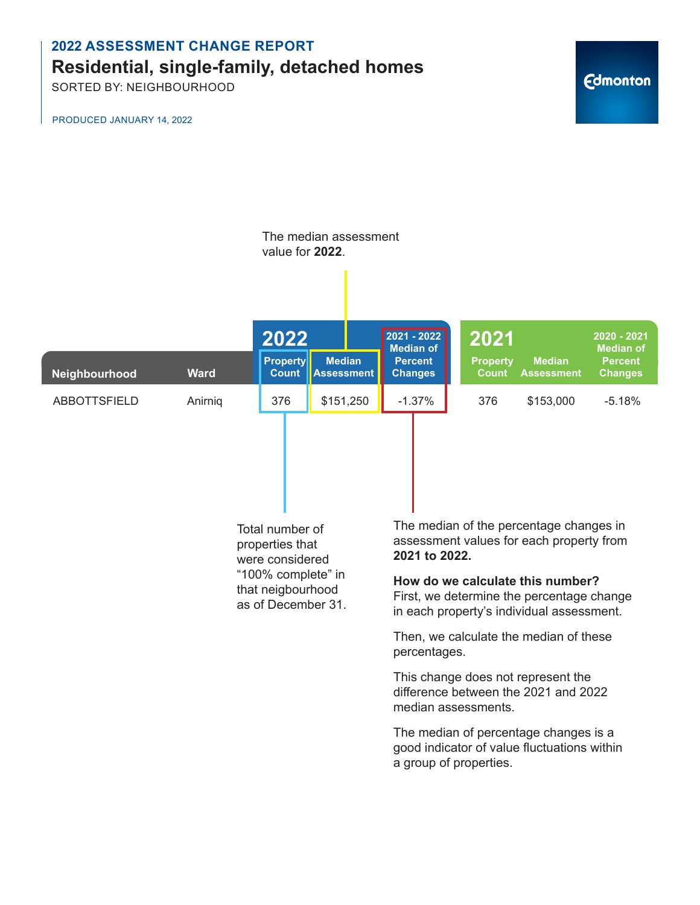## 2022 ASSESSMENT CHANGE REPORT

# Residential, single-family, detached homes

SORTED BY: NEIGHBOURHOOD

PRODUCED JANUARY 14, 2022

The median assessment value for **2022**.

| Neighbourhood | Ward | 2022 | | | 2021 | | |
|---|---|---|---|---|---|---|---|
| | | Property Count | Median Assessment | 2021 - 2022 Median of Percent Changes | Property Count | Median Assessment | 2020 - 2021 Median of Percent Changes |
| ABBOTTSFIELD | Anirniq | 376 | $151,250 | -1.37% | 376 | $153,000 | -5.18% |

Total number of properties that were considered "100% complete" in that neigbourhood as of December 31.

The median of the percentage changes in assessment values for each property from **2021 to 2022.**

**How do we calculate this number?**
First, we determine the percentage change in each property's individual assessment.

Then, we calculate the median of these percentages.

This change does not represent the difference between the 2021 and 2022 median assessments.

The median of percentage changes is a good indicator of value fluctuations within a group of properties.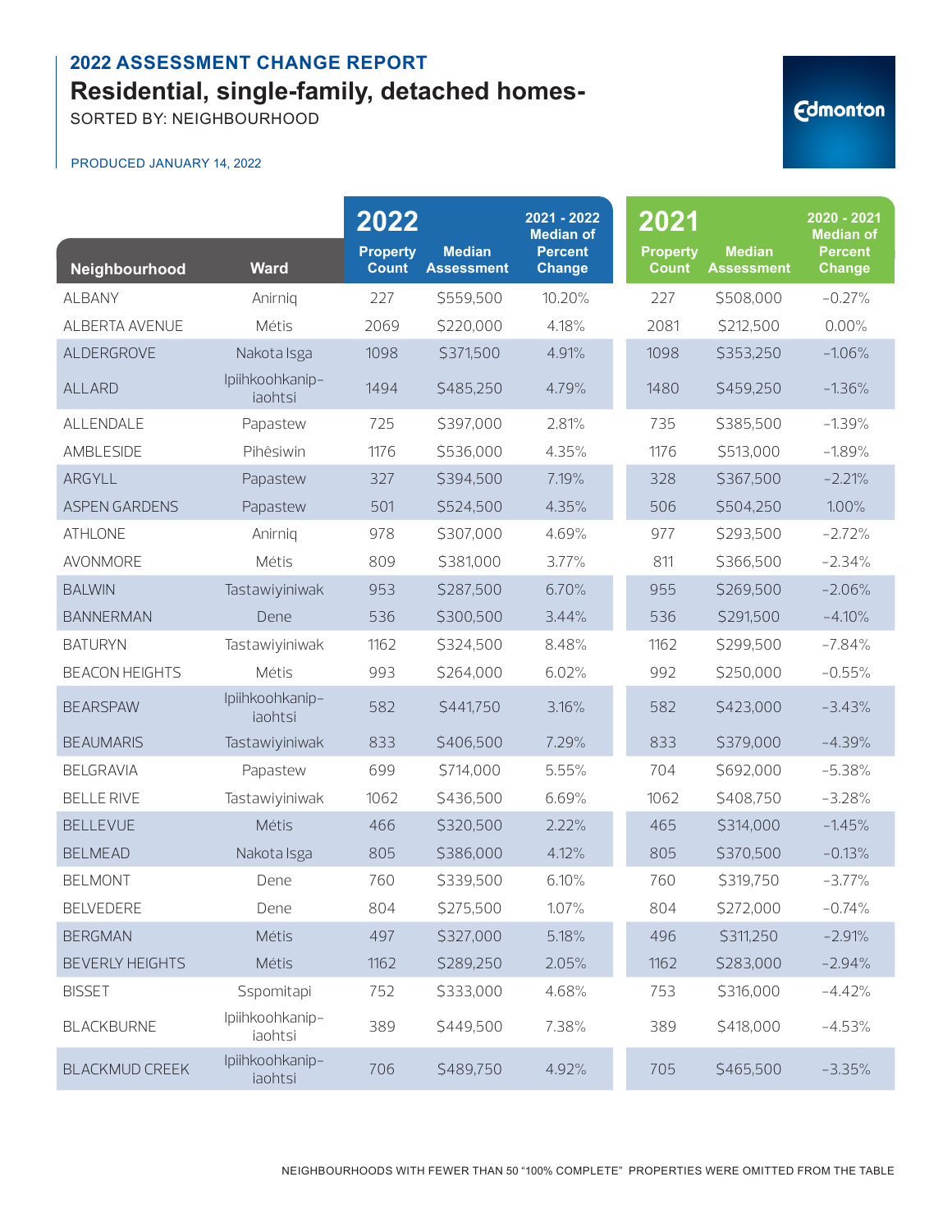## 2022 ASSESSMENT CHANGE REPORT

# Residential, single-family, detached homes-

SORTED BY: NEIGHBOURHOOD

PRODUCED JANUARY 14, 2022

Edmonton

| Neighbourhood | Ward | 2022 Property Count | 2022 Median Assessment | 2021 - 2022 Median of Percent Change | 2021 Property Count | 2021 Median Assessment | 2020 - 2021 Median of Percent Change |
|---|---|---|---|---|---|---|---|
| ALBANY | Anirniq | 227 | $559,500 | 10.20% | 227 | $508,000 | -0.27% |
| ALBERTA AVENUE | Métis | 2069 | $220,000 | 4.18% | 2081 | $212,500 | 0.00% |
| ALDERGROVE | Nakota Isga | 1098 | $371,500 | 4.91% | 1098 | $353,250 | -1.06% |
| ALLARD | Ipiihkoohkanip-iaohtsi | 1494 | $485,250 | 4.79% | 1480 | $459,250 | -1.36% |
| ALLENDALE | Papastew | 725 | $397,000 | 2.81% | 735 | $385,500 | -1.39% |
| AMBLESIDE | Pihêsiwin | 1176 | $536,000 | 4.35% | 1176 | $513,000 | -1.89% |
| ARGYLL | Papastew | 327 | $394,500 | 7.19% | 328 | $367,500 | -2.21% |
| ASPEN GARDENS | Papastew | 501 | $524,500 | 4.35% | 506 | $504,250 | 1.00% |
| ATHLONE | Anirniq | 978 | $307,000 | 4.69% | 977 | $293,500 | -2.72% |
| AVONMORE | Métis | 809 | $381,000 | 3.77% | 811 | $366,500 | -2.34% |
| BALWIN | Tastawiyiniwak | 953 | $287,500 | 6.70% | 955 | $269,500 | -2.06% |
| BANNERMAN | Dene | 536 | $300,500 | 3.44% | 536 | $291,500 | -4.10% |
| BATURYN | Tastawiyiniwak | 1162 | $324,500 | 8.48% | 1162 | $299,500 | -7.84% |
| BEACON HEIGHTS | Métis | 993 | $264,000 | 6.02% | 992 | $250,000 | -0.55% |
| BEARSPAW | Ipiihkoohkanip-iaohtsi | 582 | $441,750 | 3.16% | 582 | $423,000 | -3.43% |
| BEAUMARIS | Tastawiyiniwak | 833 | $406,500 | 7.29% | 833 | $379,000 | -4.39% |
| BELGRAVIA | Papastew | 699 | $714,000 | 5.55% | 704 | $692,000 | -5.38% |
| BELLE RIVE | Tastawiyiniwak | 1062 | $436,500 | 6.69% | 1062 | $408,750 | -3.28% |
| BELLEVUE | Métis | 466 | $320,500 | 2.22% | 465 | $314,000 | -1.45% |
| BELMEAD | Nakota Isga | 805 | $386,000 | 4.12% | 805 | $370,500 | -0.13% |
| BELMONT | Dene | 760 | $339,500 | 6.10% | 760 | $319,750 | -3.77% |
| BELVEDERE | Dene | 804 | $275,500 | 1.07% | 804 | $272,000 | -0.74% |
| BERGMAN | Métis | 497 | $327,000 | 5.18% | 496 | $311,250 | -2.91% |
| BEVERLY HEIGHTS | Métis | 1162 | $289,250 | 2.05% | 1162 | $283,000 | -2.94% |
| BISSET | Sspomitapi | 752 | $333,000 | 4.68% | 753 | $316,000 | -4.42% |
| BLACKBURNE | Ipiihkoohkanip-iaohtsi | 389 | $449,500 | 7.38% | 389 | $418,000 | -4.53% |
| BLACKMUD CREEK | Ipiihkoohkanip-iaohtsi | 706 | $489,750 | 4.92% | 705 | $465,500 | -3.35% |

NEIGHBOURHOODS WITH FEWER THAN 50 "100% COMPLETE" PROPERTIES WERE OMITTED FROM THE TABLE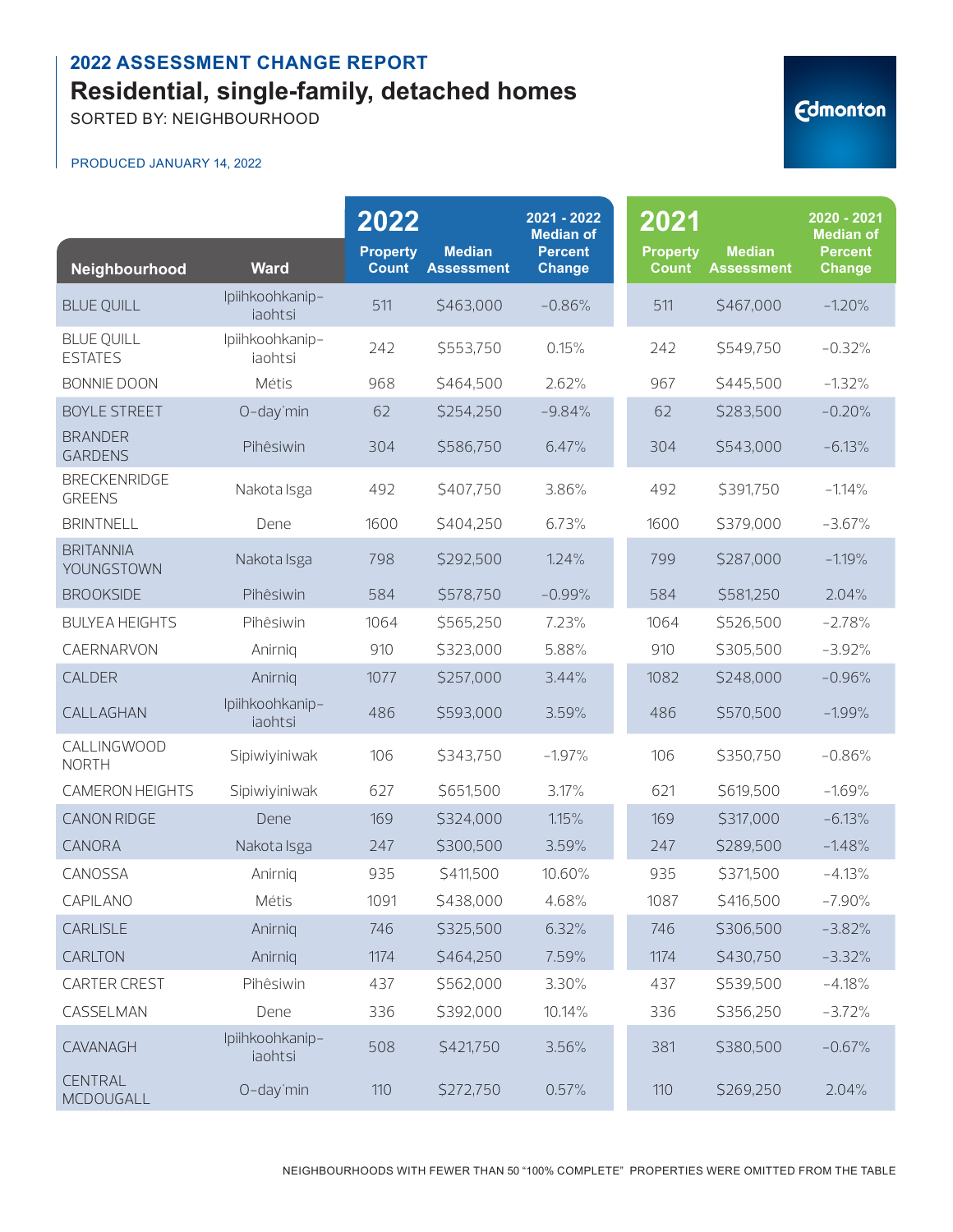## 2022 ASSESSMENT CHANGE REPORT

# Residential, single-family, detached homes

SORTED BY: NEIGHBOURHOOD

PRODUCED JANUARY 14, 2022

| Neighbourhood | Ward | 2022 Property Count | 2022 Median Assessment | 2021 - 2022 Median of Percent Change | 2021 Property Count | 2021 Median Assessment | 2020 - 2021 Median of Percent Change |
|---|---|---|---|---|---|---|---|
| BLUE QUILL | Ipiihkoohkanipiaohtsi | 511 | $463,000 | -0.86% | 511 | $467,000 | -1.20% |
| BLUE QUILL ESTATES | Ipiihkoohkanipiaohtsi | 242 | $553,750 | 0.15% | 242 | $549,750 | -0.32% |
| BONNIE DOON | Métis | 968 | $464,500 | 2.62% | 967 | $445,500 | -1.32% |
| BOYLE STREET | O-day'min | 62 | $254,250 | -9.84% | 62 | $283,500 | -0.20% |
| BRANDER GARDENS | Pihêsiwin | 304 | $586,750 | 6.47% | 304 | $543,000 | -6.13% |
| BRECKENRIDGE GREENS | Nakota Isga | 492 | $407,750 | 3.86% | 492 | $391,750 | -1.14% |
| BRINTNELL | Dene | 1600 | $404,250 | 6.73% | 1600 | $379,000 | -3.67% |
| BRITANNIA YOUNGSTOWN | Nakota Isga | 798 | $292,500 | 1.24% | 799 | $287,000 | -1.19% |
| BROOKSIDE | Pihêsiwin | 584 | $578,750 | -0.99% | 584 | $581,250 | 2.04% |
| BULYEA HEIGHTS | Pihêsiwin | 1064 | $565,250 | 7.23% | 1064 | $526,500 | -2.78% |
| CAERNARVON | Anirniq | 910 | $323,000 | 5.88% | 910 | $305,500 | -3.92% |
| CALDER | Anirniq | 1077 | $257,000 | 3.44% | 1082 | $248,000 | -0.96% |
| CALLAGHAN | Ipiihkoohkanipiaohtsi | 486 | $593,000 | 3.59% | 486 | $570,500 | -1.99% |
| CALLINGWOOD NORTH | Sipiwiyiniwak | 106 | $343,750 | -1.97% | 106 | $350,750 | -0.86% |
| CAMERON HEIGHTS | Sipiwiyiniwak | 627 | $651,500 | 3.17% | 621 | $619,500 | -1.69% |
| CANON RIDGE | Dene | 169 | $324,000 | 1.15% | 169 | $317,000 | -6.13% |
| CANORA | Nakota Isga | 247 | $300,500 | 3.59% | 247 | $289,500 | -1.48% |
| CANOSSA | Anirniq | 935 | $411,500 | 10.60% | 935 | $371,500 | -4.13% |
| CAPILANO | Métis | 1091 | $438,000 | 4.68% | 1087 | $416,500 | -7.90% |
| CARLISLE | Anirniq | 746 | $325,500 | 6.32% | 746 | $306,500 | -3.82% |
| CARLTON | Anirniq | 1174 | $464,250 | 7.59% | 1174 | $430,750 | -3.32% |
| CARTER CREST | Pihêsiwin | 437 | $562,000 | 3.30% | 437 | $539,500 | -4.18% |
| CASSELMAN | Dene | 336 | $392,000 | 10.14% | 336 | $356,250 | -3.72% |
| CAVANAGH | Ipiihkoohkanipiaohtsi | 508 | $421,750 | 3.56% | 381 | $380,500 | -0.67% |
| CENTRAL MCDOUGALL | O-day'min | 110 | $272,750 | 0.57% | 110 | $269,250 | 2.04% |

NEIGHBOURHOODS WITH FEWER THAN 50 "100% COMPLETE" PROPERTIES WERE OMITTED FROM THE TABLE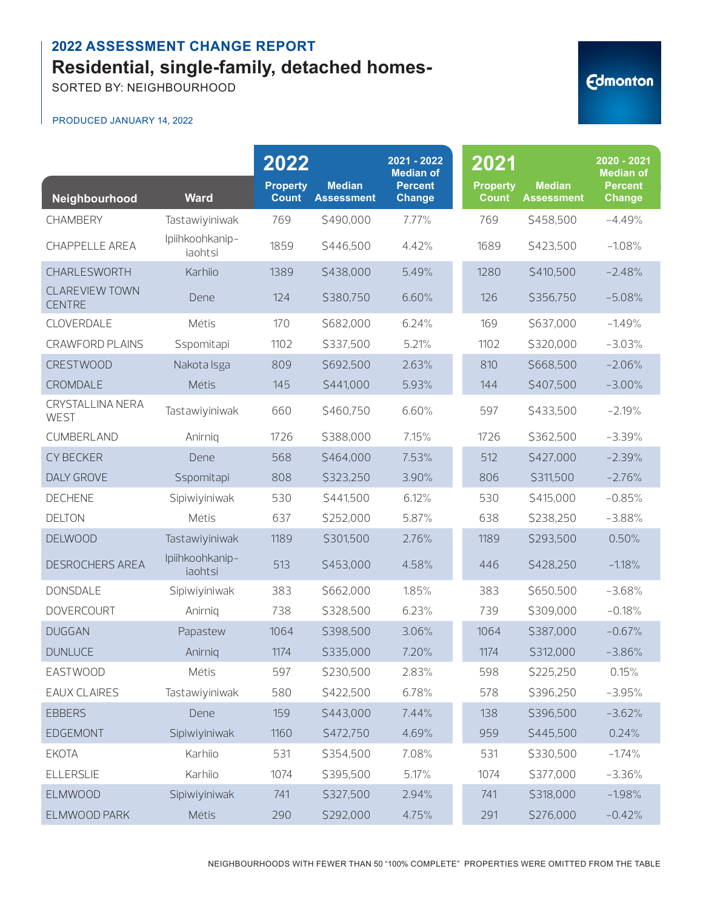## 2022 ASSESSMENT CHANGE REPORT

# Residential, single-family, detached homes-

SORTED BY: NEIGHBOURHOOD

PRODUCED JANUARY 14, 2022

| Neighbourhood | Ward | 2022 Property Count | 2022 Median Assessment | 2021 - 2022 Median of Percent Change | 2021 Property Count | 2021 Median Assessment | 2020 - 2021 Median of Percent Change |
|---|---|---|---|---|---|---|---|
| CHAMBERY | Tastawiyiniwak | 769 | $490,000 | 7.77% | 769 | $458,500 | -4.49% |
| CHAPPELLE AREA | Ipiihkoohkanip-iaohtsi | 1859 | $446,500 | 4.42% | 1689 | $423,500 | -1.08% |
| CHARLESWORTH | Karhiio | 1389 | $438,000 | 5.49% | 1280 | $410,500 | -2.48% |
| CLAREVIEW TOWN CENTRE | Dene | 124 | $380,750 | 6.60% | 126 | $356,750 | -5.08% |
| CLOVERDALE | Métis | 170 | $682,000 | 6.24% | 169 | $637,000 | -1.49% |
| CRAWFORD PLAINS | Sspomitapi | 1102 | $337,500 | 5.21% | 1102 | $320,000 | -3.03% |
| CRESTWOOD | Nakota Isga | 809 | $692,500 | 2.63% | 810 | $668,500 | -2.06% |
| CROMDALE | Métis | 145 | $441,000 | 5.93% | 144 | $407,500 | -3.00% |
| CRYSTALLINA NERA WEST | Tastawiyiniwak | 660 | $460,750 | 6.60% | 597 | $433,500 | -2.19% |
| CUMBERLAND | Anirniq | 1726 | $388,000 | 7.15% | 1726 | $362,500 | -3.39% |
| CY BECKER | Dene | 568 | $464,000 | 7.53% | 512 | $427,000 | -2.39% |
| DALY GROVE | Sspomitapi | 808 | $323,250 | 3.90% | 806 | $311,500 | -2.76% |
| DECHENE | Sipiwiyiniwak | 530 | $441,500 | 6.12% | 530 | $415,000 | -0.85% |
| DELTON | Métis | 637 | $252,000 | 5.87% | 638 | $238,250 | -3.88% |
| DELWOOD | Tastawiyiniwak | 1189 | $301,500 | 2.76% | 1189 | $293,500 | 0.50% |
| DESROCHERS AREA | Ipiihkoohkanip-iaohtsi | 513 | $453,000 | 4.58% | 446 | $428,250 | -1.18% |
| DONSDALE | Sipiwiyiniwak | 383 | $662,000 | 1.85% | 383 | $650,500 | -3.68% |
| DOVERCOURT | Anirniq | 738 | $328,500 | 6.23% | 739 | $309,000 | -0.18% |
| DUGGAN | Papastew | 1064 | $398,500 | 3.06% | 1064 | $387,000 | -0.67% |
| DUNLUCE | Anirniq | 1174 | $335,000 | 7.20% | 1174 | $312,000 | -3.86% |
| EASTWOOD | Métis | 597 | $230,500 | 2.83% | 598 | $225,250 | 0.15% |
| EAUX CLAIRES | Tastawiyiniwak | 580 | $422,500 | 6.78% | 578 | $396,250 | -3.95% |
| EBBERS | Dene | 159 | $443,000 | 7.44% | 138 | $396,500 | -3.62% |
| EDGEMONT | Sipiwiyiniwak | 1160 | $472,750 | 4.69% | 959 | $445,500 | 0.24% |
| EKOTA | Karhiio | 531 | $354,500 | 7.08% | 531 | $330,500 | -1.74% |
| ELLERSLIE | Karhiio | 1074 | $395,500 | 5.17% | 1074 | $377,000 | -3.36% |
| ELMWOOD | Sipiwiyiniwak | 741 | $327,500 | 2.94% | 741 | $318,000 | -1.98% |
| ELMWOOD PARK | Métis | 290 | $292,000 | 4.75% | 291 | $276,000 | -0.42% |

NEIGHBOURHOODS WITH FEWER THAN 50 "100% COMPLETE" PROPERTIES WERE OMITTED FROM THE TABLE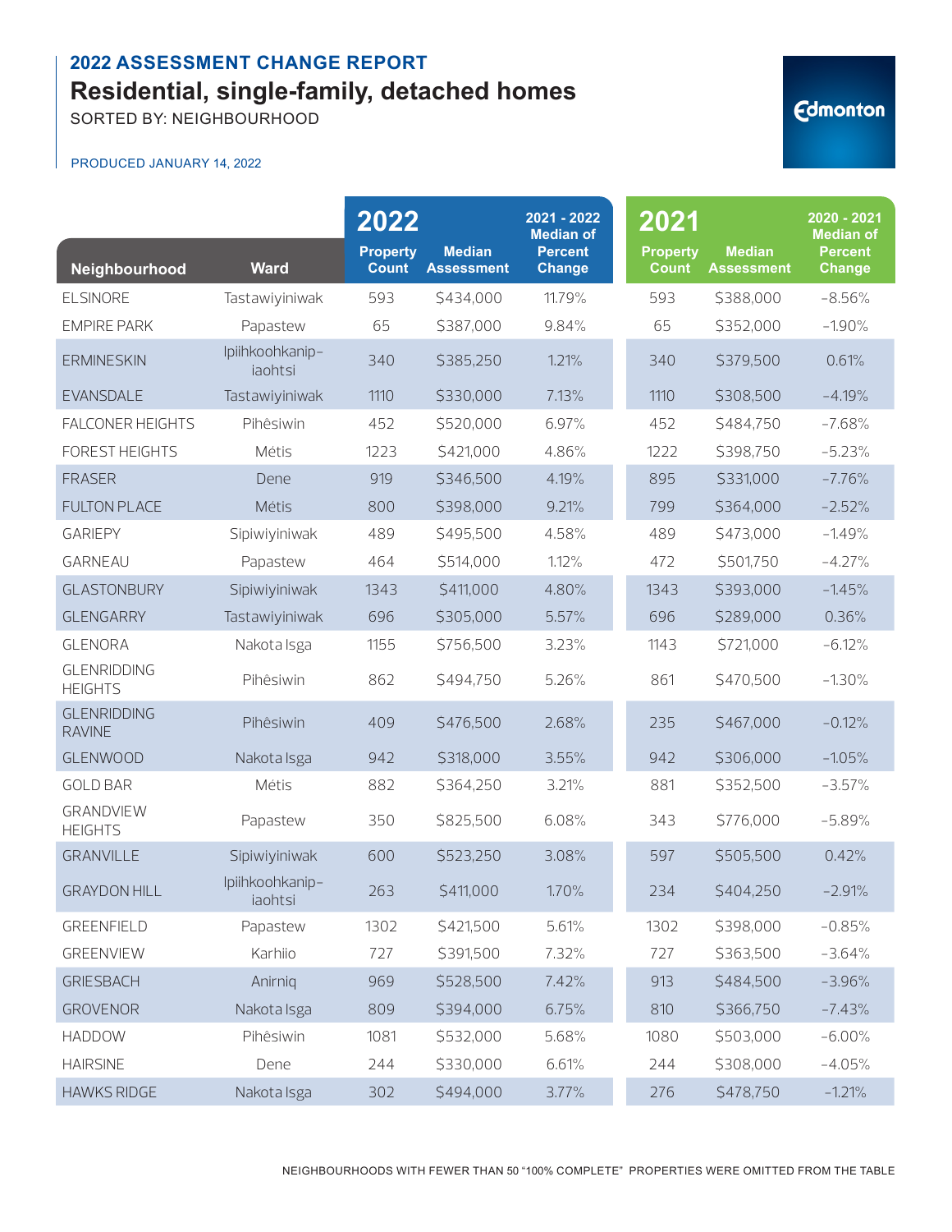## 2022 ASSESSMENT CHANGE REPORT

# Residential, single-family, detached homes

SORTED BY: NEIGHBOURHOOD

PRODUCED JANUARY 14, 2022

Edmonton

| Neighbourhood | Ward | 2022 Property Count | 2022 Median Assessment | 2021 - 2022 Median of Percent Change | 2021 Property Count | 2021 Median Assessment | 2020 - 2021 Median of Percent Change |
|---|---|---|---|---|---|---|---|
| ELSINORE | Tastawiyiniwak | 593 | $434,000 | 11.79% | 593 | $388,000 | -8.56% |
| EMPIRE PARK | Papastew | 65 | $387,000 | 9.84% | 65 | $352,000 | -1.90% |
| ERMINESKIN | Ipiihkoohkanip-iaohtsi | 340 | $385,250 | 1.21% | 340 | $379,500 | 0.61% |
| EVANSDALE | Tastawiyiniwak | 1110 | $330,000 | 7.13% | 1110 | $308,500 | -4.19% |
| FALCONER HEIGHTS | Pihêsiwin | 452 | $520,000 | 6.97% | 452 | $484,750 | -7.68% |
| FOREST HEIGHTS | Métis | 1223 | $421,000 | 4.86% | 1222 | $398,750 | -5.23% |
| FRASER | Dene | 919 | $346,500 | 4.19% | 895 | $331,000 | -7.76% |
| FULTON PLACE | Métis | 800 | $398,000 | 9.21% | 799 | $364,000 | -2.52% |
| GARIEPY | Sipiwiyiniwak | 489 | $495,500 | 4.58% | 489 | $473,000 | -1.49% |
| GARNEAU | Papastew | 464 | $514,000 | 1.12% | 472 | $501,750 | -4.27% |
| GLASTONBURY | Sipiwiyiniwak | 1343 | $411,000 | 4.80% | 1343 | $393,000 | -1.45% |
| GLENGARRY | Tastawiyiniwak | 696 | $305,000 | 5.57% | 696 | $289,000 | 0.36% |
| GLENORA | Nakota Isga | 1155 | $756,500 | 3.23% | 1143 | $721,000 | -6.12% |
| GLENRIDDING HEIGHTS | Pihêsiwin | 862 | $494,750 | 5.26% | 861 | $470,500 | -1.30% |
| GLENRIDDING RAVINE | Pihêsiwin | 409 | $476,500 | 2.68% | 235 | $467,000 | -0.12% |
| GLENWOOD | Nakota Isga | 942 | $318,000 | 3.55% | 942 | $306,000 | -1.05% |
| GOLD BAR | Métis | 882 | $364,250 | 3.21% | 881 | $352,500 | -3.57% |
| GRANDVIEW HEIGHTS | Papastew | 350 | $825,500 | 6.08% | 343 | $776,000 | -5.89% |
| GRANVILLE | Sipiwiyiniwak | 600 | $523,250 | 3.08% | 597 | $505,500 | 0.42% |
| GRAYDON HILL | Ipiihkoohkanip-iaohtsi | 263 | $411,000 | 1.70% | 234 | $404,250 | -2.91% |
| GREENFIELD | Papastew | 1302 | $421,500 | 5.61% | 1302 | $398,000 | -0.85% |
| GREENVIEW | Karhiio | 727 | $391,500 | 7.32% | 727 | $363,500 | -3.64% |
| GRIESBACH | Anirniq | 969 | $528,500 | 7.42% | 913 | $484,500 | -3.96% |
| GROVENOR | Nakota Isga | 809 | $394,000 | 6.75% | 810 | $366,750 | -7.43% |
| HADDOW | Pihêsiwin | 1081 | $532,000 | 5.68% | 1080 | $503,000 | -6.00% |
| HAIRSINE | Dene | 244 | $330,000 | 6.61% | 244 | $308,000 | -4.05% |
| HAWKS RIDGE | Nakota Isga | 302 | $494,000 | 3.77% | 276 | $478,750 | -1.21% |

NEIGHBOURHOODS WITH FEWER THAN 50 "100% COMPLETE" PROPERTIES WERE OMITTED FROM THE TABLE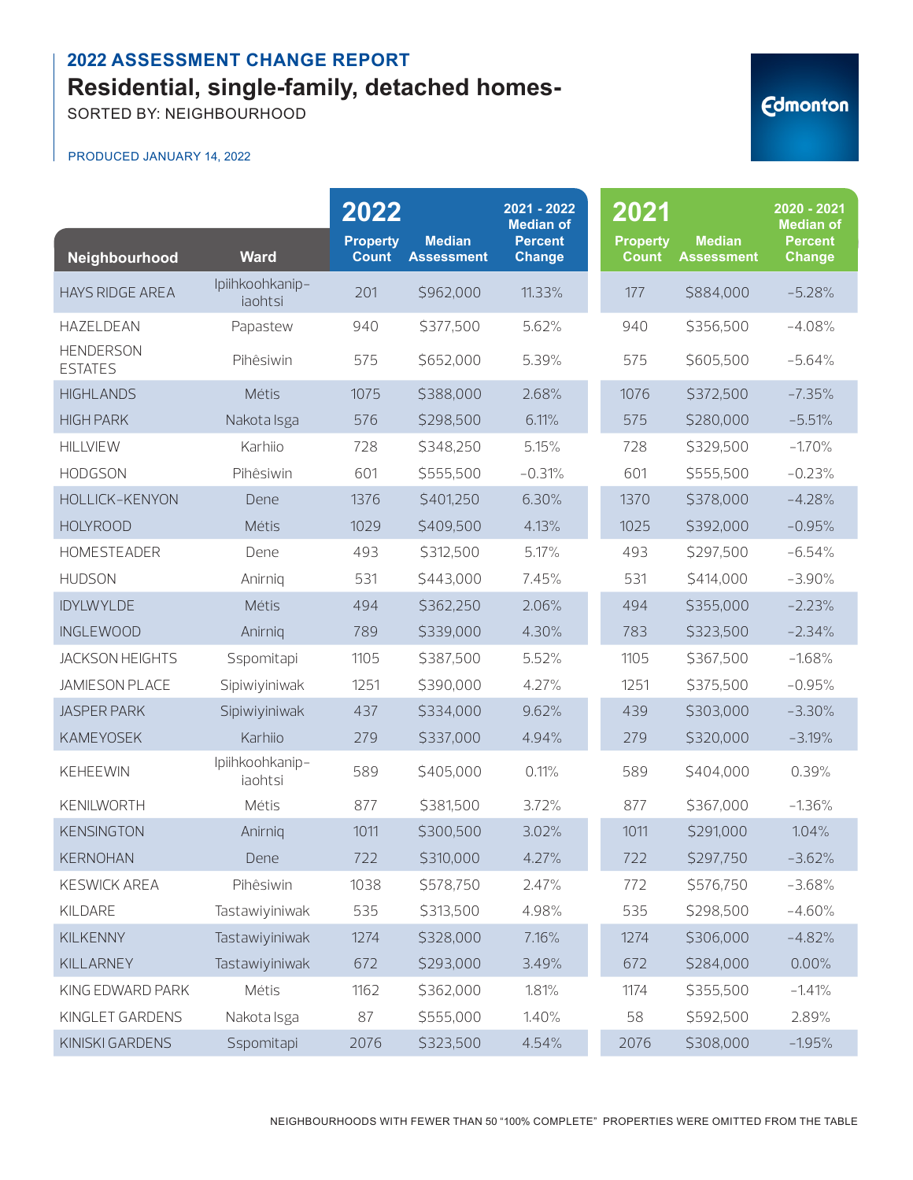## 2022 ASSESSMENT CHANGE REPORT

# Residential, single-family, detached homes-

SORTED BY: NEIGHBOURHOOD

PRODUCED JANUARY 14, 2022

| Neighbourhood | Ward | 2022 Property Count | 2022 Median Assessment | 2021 - 2022 Median of Percent Change | 2021 Property Count | 2021 Median Assessment | 2020 - 2021 Median of Percent Change |
|---|---|---|---|---|---|---|---|
| HAYS RIDGE AREA | Ipiihkoohkanip-iaohtsi | 201 | $962,000 | 11.33% | 177 | $884,000 | -5.28% |
| HAZELDEAN | Papastew | 940 | $377,500 | 5.62% | 940 | $356,500 | -4.08% |
| HENDERSON ESTATES | Pihêsiwin | 575 | $652,000 | 5.39% | 575 | $605,500 | -5.64% |
| HIGHLANDS | Métis | 1075 | $388,000 | 2.68% | 1076 | $372,500 | -7.35% |
| HIGH PARK | Nakota Isga | 576 | $298,500 | 6.11% | 575 | $280,000 | -5.51% |
| HILLVIEW | Karhiio | 728 | $348,250 | 5.15% | 728 | $329,500 | -1.70% |
| HODGSON | Pihêsiwin | 601 | $555,500 | -0.31% | 601 | $555,500 | -0.23% |
| HOLLICK-KENYON | Dene | 1376 | $401,250 | 6.30% | 1370 | $378,000 | -4.28% |
| HOLYROOD | Métis | 1029 | $409,500 | 4.13% | 1025 | $392,000 | -0.95% |
| HOMESTEADER | Dene | 493 | $312,500 | 5.17% | 493 | $297,500 | -6.54% |
| HUDSON | Anirniq | 531 | $443,000 | 7.45% | 531 | $414,000 | -3.90% |
| IDYLWYLDE | Métis | 494 | $362,250 | 2.06% | 494 | $355,000 | -2.23% |
| INGLEWOOD | Anirniq | 789 | $339,000 | 4.30% | 783 | $323,500 | -2.34% |
| JACKSON HEIGHTS | Sspomitapi | 1105 | $387,500 | 5.52% | 1105 | $367,500 | -1.68% |
| JAMIESON PLACE | Sipiwiyiniwak | 1251 | $390,000 | 4.27% | 1251 | $375,500 | -0.95% |
| JASPER PARK | Sipiwiyiniwak | 437 | $334,000 | 9.62% | 439 | $303,000 | -3.30% |
| KAMEYOSEK | Karhiio | 279 | $337,000 | 4.94% | 279 | $320,000 | -3.19% |
| KEHEEWIN | Ipiihkoohkanip-iaohtsi | 589 | $405,000 | 0.11% | 589 | $404,000 | 0.39% |
| KENILWORTH | Métis | 877 | $381,500 | 3.72% | 877 | $367,000 | -1.36% |
| KENSINGTON | Anirniq | 1011 | $300,500 | 3.02% | 1011 | $291,000 | 1.04% |
| KERNOHAN | Dene | 722 | $310,000 | 4.27% | 722 | $297,750 | -3.62% |
| KESWICK AREA | Pihêsiwin | 1038 | $578,750 | 2.47% | 772 | $576,750 | -3.68% |
| KILDARE | Tastawiyiniwak | 535 | $313,500 | 4.98% | 535 | $298,500 | -4.60% |
| KILKENNY | Tastawiyiniwak | 1274 | $328,000 | 7.16% | 1274 | $306,000 | -4.82% |
| KILLARNEY | Tastawiyiniwak | 672 | $293,000 | 3.49% | 672 | $284,000 | 0.00% |
| KING EDWARD PARK | Métis | 1162 | $362,000 | 1.81% | 1174 | $355,500 | -1.41% |
| KINGLET GARDENS | Nakota Isga | 87 | $555,000 | 1.40% | 58 | $592,500 | 2.89% |
| KINISKI GARDENS | Sspomitapi | 2076 | $323,500 | 4.54% | 2076 | $308,000 | -1.95% |

NEIGHBOURHOODS WITH FEWER THAN 50 "100% COMPLETE" PROPERTIES WERE OMITTED FROM THE TABLE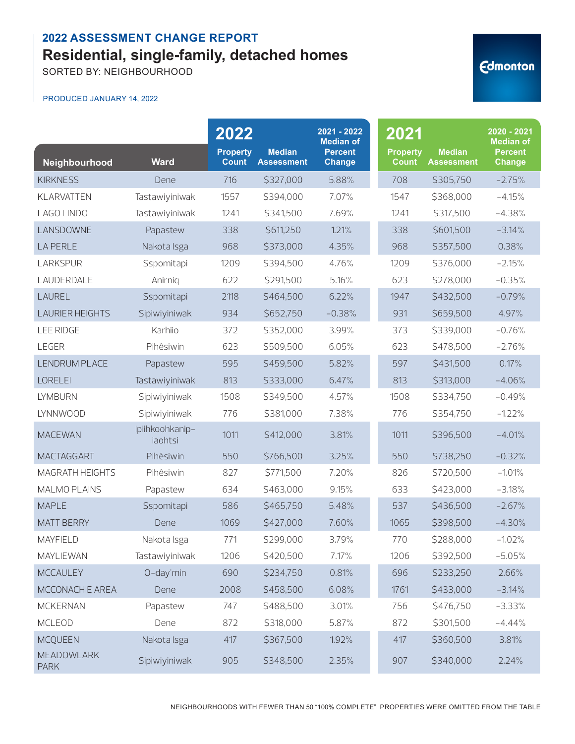## 2022 ASSESSMENT CHANGE REPORT

# Residential, single-family, detached homes

SORTED BY: NEIGHBOURHOOD

PRODUCED JANUARY 14, 2022

| Neighbourhood | Ward | 2022 Property Count | 2022 Median Assessment | 2021 - 2022 Median of Percent Change | 2021 Property Count | 2021 Median Assessment | 2020 - 2021 Median of Percent Change |
|---|---|---|---|---|---|---|---|
| KIRKNESS | Dene | 716 | $327,000 | 5.88% | 708 | $305,750 | -2.75% |
| KLARVATTEN | Tastawiyiniwak | 1557 | $394,000 | 7.07% | 1547 | $368,000 | -4.15% |
| LAGO LINDO | Tastawiyiniwak | 1241 | $341,500 | 7.69% | 1241 | $317,500 | -4.38% |
| LANSDOWNE | Papastew | 338 | $611,250 | 1.21% | 338 | $601,500 | -3.14% |
| LA PERLE | Nakota Isga | 968 | $373,000 | 4.35% | 968 | $357,500 | 0.38% |
| LARKSPUR | Sspomitapi | 1209 | $394,500 | 4.76% | 1209 | $376,000 | -2.15% |
| LAUDERDALE | Anirniq | 622 | $291,500 | 5.16% | 623 | $278,000 | -0.35% |
| LAUREL | Sspomitapi | 2118 | $464,500 | 6.22% | 1947 | $432,500 | -0.79% |
| LAURIER HEIGHTS | Sipiwiyiniwak | 934 | $652,750 | -0.38% | 931 | $659,500 | 4.97% |
| LEE RIDGE | Karhiio | 372 | $352,000 | 3.99% | 373 | $339,000 | -0.76% |
| LEGER | Pihêsiwin | 623 | $509,500 | 6.05% | 623 | $478,500 | -2.76% |
| LENDRUM PLACE | Papastew | 595 | $459,500 | 5.82% | 597 | $431,500 | 0.17% |
| LORELEI | Tastawiyiniwak | 813 | $333,000 | 6.47% | 813 | $313,000 | -4.06% |
| LYMBURN | Sipiwiyiniwak | 1508 | $349,500 | 4.57% | 1508 | $334,750 | -0.49% |
| LYNNWOOD | Sipiwiyiniwak | 776 | $381,000 | 7.38% | 776 | $354,750 | -1.22% |
| MACEWAN | Ipiihkoohkanip-iaohtsi | 1011 | $412,000 | 3.81% | 1011 | $396,500 | -4.01% |
| MACTAGGART | Pihêsiwin | 550 | $766,500 | 3.25% | 550 | $738,250 | -0.32% |
| MAGRATH HEIGHTS | Pihêsiwin | 827 | $771,500 | 7.20% | 826 | $720,500 | -1.01% |
| MALMO PLAINS | Papastew | 634 | $463,000 | 9.15% | 633 | $423,000 | -3.18% |
| MAPLE | Sspomitapi | 586 | $465,750 | 5.48% | 537 | $436,500 | -2.67% |
| MATT BERRY | Dene | 1069 | $427,000 | 7.60% | 1065 | $398,500 | -4.30% |
| MAYFIELD | Nakota Isga | 771 | $299,000 | 3.79% | 770 | $288,000 | -1.02% |
| MAYLIEWAN | Tastawiyiniwak | 1206 | $420,500 | 7.17% | 1206 | $392,500 | -5.05% |
| MCCAULEY | O-day'min | 690 | $234,750 | 0.81% | 696 | $233,250 | 2.66% |
| MCCONACHIE AREA | Dene | 2008 | $458,500 | 6.08% | 1761 | $433,000 | -3.14% |
| MCKERNAN | Papastew | 747 | $488,500 | 3.01% | 756 | $476,750 | -3.33% |
| MCLEOD | Dene | 872 | $318,000 | 5.87% | 872 | $301,500 | -4.44% |
| MCQUEEN | Nakota Isga | 417 | $367,500 | 1.92% | 417 | $360,500 | 3.81% |
| MEADOWLARK PARK | Sipiwiyiniwak | 905 | $348,500 | 2.35% | 907 | $340,000 | 2.24% |

NEIGHBOURHOODS WITH FEWER THAN 50 "100% COMPLETE" PROPERTIES WERE OMITTED FROM THE TABLE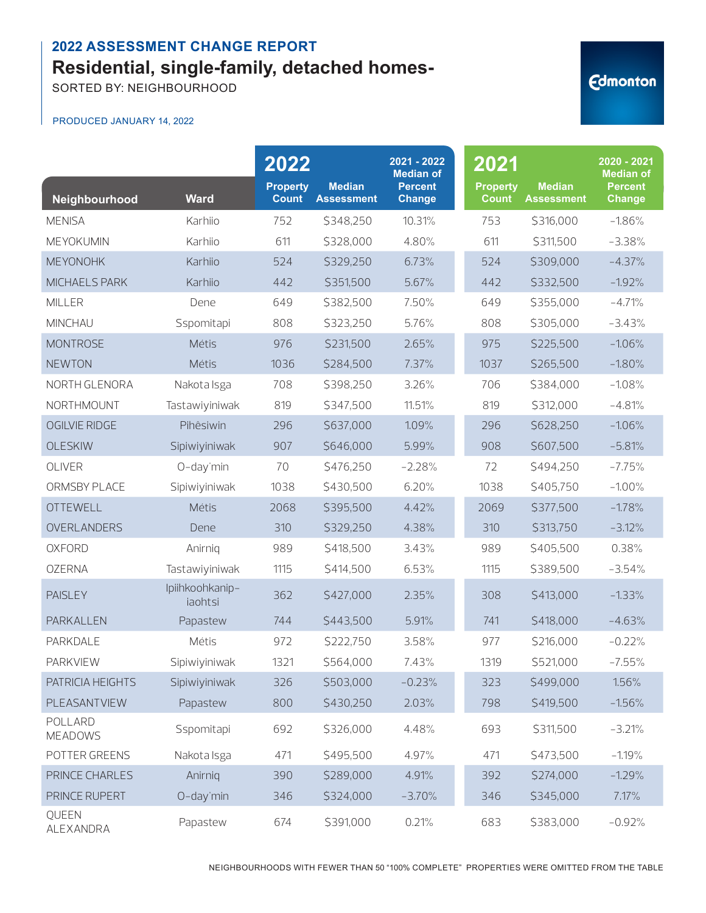## 2022 ASSESSMENT CHANGE REPORT

# Residential, single-family, detached homes-

SORTED BY: NEIGHBOURHOOD

PRODUCED JANUARY 14, 2022

| Neighbourhood | Ward | 2022 Property Count | 2022 Median Assessment | 2021 - 2022 Median of Percent Change | 2021 Property Count | 2021 Median Assessment | 2020 - 2021 Median of Percent Change |
|---|---|---|---|---|---|---|---|
| MENISA | Karhiio | 752 | $348,250 | 10.31% | 753 | $316,000 | -1.86% |
| MEYOKUMIN | Karhiio | 611 | $328,000 | 4.80% | 611 | $311,500 | -3.38% |
| MEYONOHK | Karhiio | 524 | $329,250 | 6.73% | 524 | $309,000 | -4.37% |
| MICHAELS PARK | Karhiio | 442 | $351,500 | 5.67% | 442 | $332,500 | -1.92% |
| MILLER | Dene | 649 | $382,500 | 7.50% | 649 | $355,000 | -4.71% |
| MINCHAU | Sspomitapi | 808 | $323,250 | 5.76% | 808 | $305,000 | -3.43% |
| MONTROSE | Métis | 976 | $231,500 | 2.65% | 975 | $225,500 | -1.06% |
| NEWTON | Métis | 1036 | $284,500 | 7.37% | 1037 | $265,500 | -1.80% |
| NORTH GLENORA | Nakota Isga | 708 | $398,250 | 3.26% | 706 | $384,000 | -1.08% |
| NORTHMOUNT | Tastawiyiniwak | 819 | $347,500 | 11.51% | 819 | $312,000 | -4.81% |
| OGILVIE RIDGE | Pihêsiwin | 296 | $637,000 | 1.09% | 296 | $628,250 | -1.06% |
| OLESKIW | Sipiwiyiniwak | 907 | $646,000 | 5.99% | 908 | $607,500 | -5.81% |
| OLIVER | O-day'min | 70 | $476,250 | -2.28% | 72 | $494,250 | -7.75% |
| ORMSBY PLACE | Sipiwiyiniwak | 1038 | $430,500 | 6.20% | 1038 | $405,750 | -1.00% |
| OTTEWELL | Métis | 2068 | $395,500 | 4.42% | 2069 | $377,500 | -1.78% |
| OVERLANDERS | Dene | 310 | $329,250 | 4.38% | 310 | $313,750 | -3.12% |
| OXFORD | Anirniq | 989 | $418,500 | 3.43% | 989 | $405,500 | 0.38% |
| OZERNA | Tastawiyiniwak | 1115 | $414,500 | 6.53% | 1115 | $389,500 | -3.54% |
| PAISLEY | Ipiihkoohkanip-iaohtsi | 362 | $427,000 | 2.35% | 308 | $413,000 | -1.33% |
| PARKALLEN | Papastew | 744 | $443,500 | 5.91% | 741 | $418,000 | -4.63% |
| PARKDALE | Métis | 972 | $222,750 | 3.58% | 977 | $216,000 | -0.22% |
| PARKVIEW | Sipiwiyiniwak | 1321 | $564,000 | 7.43% | 1319 | $521,000 | -7.55% |
| PATRICIA HEIGHTS | Sipiwiyiniwak | 326 | $503,000 | -0.23% | 323 | $499,000 | 1.56% |
| PLEASANTVIEW | Papastew | 800 | $430,250 | 2.03% | 798 | $419,500 | -1.56% |
| POLLARD MEADOWS | Sspomitapi | 692 | $326,000 | 4.48% | 693 | $311,500 | -3.21% |
| POTTER GREENS | Nakota Isga | 471 | $495,500 | 4.97% | 471 | $473,500 | -1.19% |
| PRINCE CHARLES | Anirniq | 390 | $289,000 | 4.91% | 392 | $274,000 | -1.29% |
| PRINCE RUPERT | O-day'min | 346 | $324,000 | -3.70% | 346 | $345,000 | 7.17% |
| QUEEN ALEXANDRA | Papastew | 674 | $391,000 | 0.21% | 683 | $383,000 | -0.92% |

NEIGHBOURHOODS WITH FEWER THAN 50 "100% COMPLETE" PROPERTIES WERE OMITTED FROM THE TABLE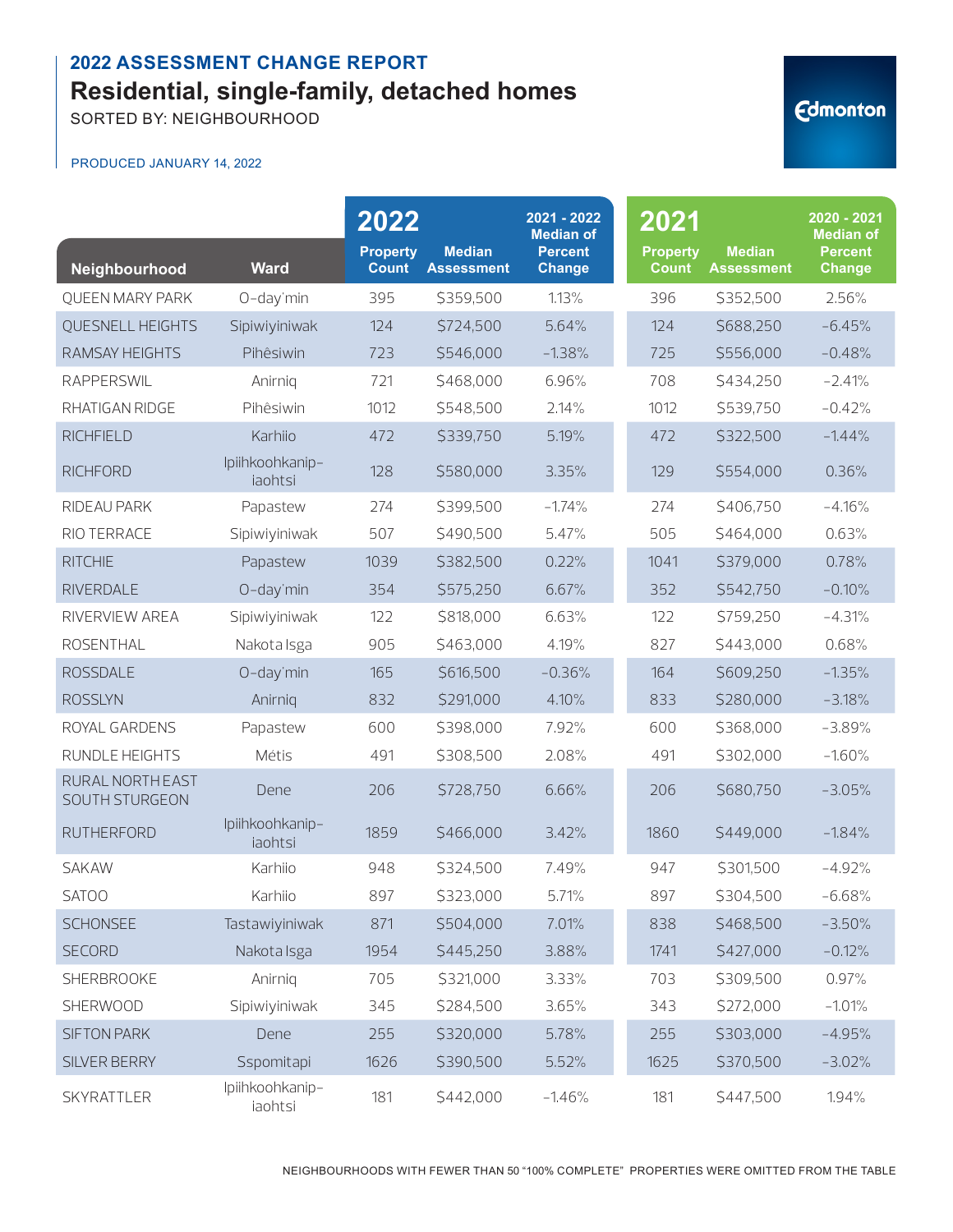## 2022 ASSESSMENT CHANGE REPORT

# Residential, single-family, detached homes

SORTED BY: NEIGHBOURHOOD

PRODUCED JANUARY 14, 2022

| Neighbourhood | Ward | 2022 Property Count | 2022 Median Assessment | 2021 - 2022 Median of Percent Change | 2021 Property Count | 2021 Median Assessment | 2020 - 2021 Median of Percent Change |
|---|---|---|---|---|---|---|---|
| QUEEN MARY PARK | O-day'min | 395 | $359,500 | 1.13% | 396 | $352,500 | 2.56% |
| QUESNELL HEIGHTS | Sipiwiyiniwak | 124 | $724,500 | 5.64% | 124 | $688,250 | -6.45% |
| RAMSAY HEIGHTS | Pihêsiwin | 723 | $546,000 | -1.38% | 725 | $556,000 | -0.48% |
| RAPPERSWIL | Anirniq | 721 | $468,000 | 6.96% | 708 | $434,250 | -2.41% |
| RHATIGAN RIDGE | Pihêsiwin | 1012 | $548,500 | 2.14% | 1012 | $539,750 | -0.42% |
| RICHFIELD | Karhiio | 472 | $339,750 | 5.19% | 472 | $322,500 | -1.44% |
| RICHFORD | Ipiihkoohkanip-iaohtsi | 128 | $580,000 | 3.35% | 129 | $554,000 | 0.36% |
| RIDEAU PARK | Papastew | 274 | $399,500 | -1.74% | 274 | $406,750 | -4.16% |
| RIO TERRACE | Sipiwiyiniwak | 507 | $490,500 | 5.47% | 505 | $464,000 | 0.63% |
| RITCHIE | Papastew | 1039 | $382,500 | 0.22% | 1041 | $379,000 | 0.78% |
| RIVERDALE | O-day'min | 354 | $575,250 | 6.67% | 352 | $542,750 | -0.10% |
| RIVERVIEW AREA | Sipiwiyiniwak | 122 | $818,000 | 6.63% | 122 | $759,250 | -4.31% |
| ROSENTHAL | Nakota Isga | 905 | $463,000 | 4.19% | 827 | $443,000 | 0.68% |
| ROSSDALE | O-day'min | 165 | $616,500 | -0.36% | 164 | $609,250 | -1.35% |
| ROSSLYN | Anirniq | 832 | $291,000 | 4.10% | 833 | $280,000 | -3.18% |
| ROYAL GARDENS | Papastew | 600 | $398,000 | 7.92% | 600 | $368,000 | -3.89% |
| RUNDLE HEIGHTS | Métis | 491 | $308,500 | 2.08% | 491 | $302,000 | -1.60% |
| RURAL NORTH EAST SOUTH STURGEON | Dene | 206 | $728,750 | 6.66% | 206 | $680,750 | -3.05% |
| RUTHERFORD | Ipiihkoohkanip-iaohtsi | 1859 | $466,000 | 3.42% | 1860 | $449,000 | -1.84% |
| SAKAW | Karhiio | 948 | $324,500 | 7.49% | 947 | $301,500 | -4.92% |
| SATOO | Karhiio | 897 | $323,000 | 5.71% | 897 | $304,500 | -6.68% |
| SCHONSEE | Tastawiyiniwak | 871 | $504,000 | 7.01% | 838 | $468,500 | -3.50% |
| SECORD | Nakota Isga | 1954 | $445,250 | 3.88% | 1741 | $427,000 | -0.12% |
| SHERBROOKE | Anirniq | 705 | $321,000 | 3.33% | 703 | $309,500 | 0.97% |
| SHERWOOD | Sipiwiyiniwak | 345 | $284,500 | 3.65% | 343 | $272,000 | -1.01% |
| SIFTON PARK | Dene | 255 | $320,000 | 5.78% | 255 | $303,000 | -4.95% |
| SILVER BERRY | Sspomitapi | 1626 | $390,500 | 5.52% | 1625 | $370,500 | -3.02% |
| SKYRATTLER | Ipiihkoohkanip-iaohtsi | 181 | $442,000 | -1.46% | 181 | $447,500 | 1.94% |

NEIGHBOURHOODS WITH FEWER THAN 50 "100% COMPLETE" PROPERTIES WERE OMITTED FROM THE TABLE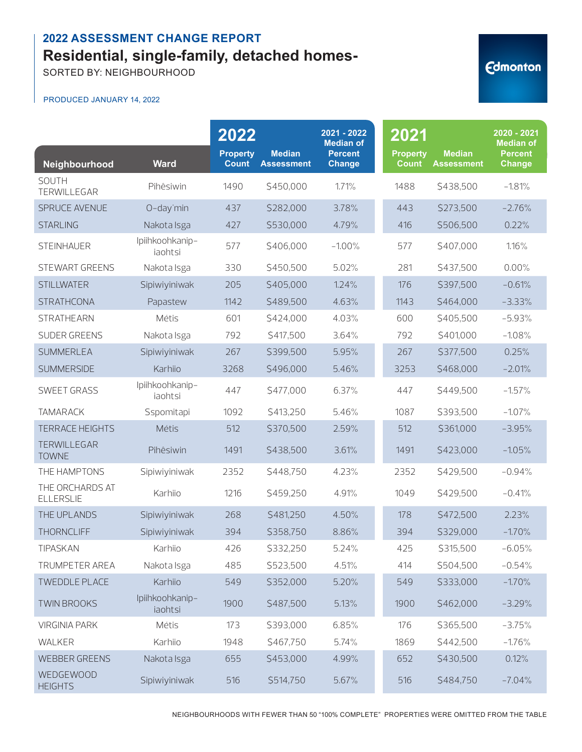## 2022 ASSESSMENT CHANGE REPORT

# Residential, single-family, detached homes-

SORTED BY: NEIGHBOURHOOD

PRODUCED JANUARY 14, 2022

| Neighbourhood | Ward | 2022 Property Count | 2022 Median Assessment | 2021 - 2022 Median of Percent Change | 2021 Property Count | 2021 Median Assessment | 2020 - 2021 Median of Percent Change |
|---|---|---|---|---|---|---|---|
| SOUTH TERWILLEGAR | Pihêsiwin | 1490 | $450,000 | 1.71% | 1488 | $438,500 | -1.81% |
| SPRUCE AVENUE | O-day'min | 437 | $282,000 | 3.78% | 443 | $273,500 | -2.76% |
| STARLING | Nakota Isga | 427 | $530,000 | 4.79% | 416 | $506,500 | 0.22% |
| STEINHAUER | Ipiihkoohkanip-iaohtsi | 577 | $406,000 | -1.00% | 577 | $407,000 | 1.16% |
| STEWART GREENS | Nakota Isga | 330 | $450,500 | 5.02% | 281 | $437,500 | 0.00% |
| STILLWATER | Sipiwiyiniwak | 205 | $405,000 | 1.24% | 176 | $397,500 | -0.61% |
| STRATHCONA | Papastew | 1142 | $489,500 | 4.63% | 1143 | $464,000 | -3.33% |
| STRATHEARN | Métis | 601 | $424,000 | 4.03% | 600 | $405,500 | -5.93% |
| SUDER GREENS | Nakota Isga | 792 | $417,500 | 3.64% | 792 | $401,000 | -1.08% |
| SUMMERLEA | Sipiwiyiniwak | 267 | $399,500 | 5.95% | 267 | $377,500 | 0.25% |
| SUMMERSIDE | Karhiio | 3268 | $496,000 | 5.46% | 3253 | $468,000 | -2.01% |
| SWEET GRASS | Ipiihkoohkanip-iaohtsi | 447 | $477,000 | 6.37% | 447 | $449,500 | -1.57% |
| TAMARACK | Sspomitapi | 1092 | $413,250 | 5.46% | 1087 | $393,500 | -1.07% |
| TERRACE HEIGHTS | Métis | 512 | $370,500 | 2.59% | 512 | $361,000 | -3.95% |
| TERWILLEGAR TOWNE | Pihêsiwin | 1491 | $438,500 | 3.61% | 1491 | $423,000 | -1.05% |
| THE HAMPTONS | Sipiwiyiniwak | 2352 | $448,750 | 4.23% | 2352 | $429,500 | -0.94% |
| THE ORCHARDS AT ELLERSLIE | Karhiio | 1216 | $459,250 | 4.91% | 1049 | $429,500 | -0.41% |
| THE UPLANDS | Sipiwiyiniwak | 268 | $481,250 | 4.50% | 178 | $472,500 | 2.23% |
| THORNCLIFF | Sipiwiyiniwak | 394 | $358,750 | 8.86% | 394 | $329,000 | -1.70% |
| TIPASKAN | Karhiio | 426 | $332,250 | 5.24% | 425 | $315,500 | -6.05% |
| TRUMPETER AREA | Nakota Isga | 485 | $523,500 | 4.51% | 414 | $504,500 | -0.54% |
| TWEDDLE PLACE | Karhiio | 549 | $352,000 | 5.20% | 549 | $333,000 | -1.70% |
| TWIN BROOKS | Ipiihkoohkanip-iaohtsi | 1900 | $487,500 | 5.13% | 1900 | $462,000 | -3.29% |
| VIRGINIA PARK | Métis | 173 | $393,000 | 6.85% | 176 | $365,500 | -3.75% |
| WALKER | Karhiio | 1948 | $467,750 | 5.74% | 1869 | $442,500 | -1.76% |
| WEBBER GREENS | Nakota Isga | 655 | $453,000 | 4.99% | 652 | $430,500 | 0.12% |
| WEDGEWOOD HEIGHTS | Sipiwiyiniwak | 516 | $514,750 | 5.67% | 516 | $484,750 | -7.04% |

NEIGHBOURHOODS WITH FEWER THAN 50 "100% COMPLETE" PROPERTIES WERE OMITTED FROM THE TABLE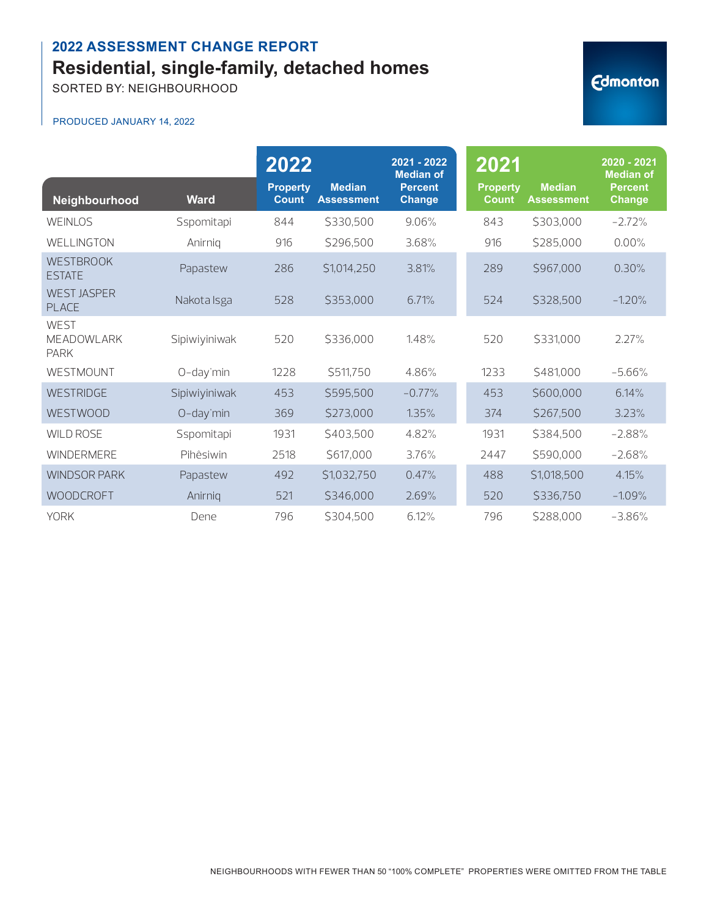## 2022 ASSESSMENT CHANGE REPORT

# Residential, single-family, detached homes

SORTED BY: NEIGHBOURHOOD

PRODUCED JANUARY 14, 2022

| Neighbourhood | Ward | 2022 Property Count | 2022 Median Assessment | 2021 - 2022 Median of Percent Change | 2021 Property Count | 2021 Median Assessment | 2020 - 2021 Median of Percent Change |
|---|---|---|---|---|---|---|---|
| WEINLOS | Sspomitapi | 844 | $330,500 | 9.06% | 843 | $303,000 | -2.72% |
| WELLINGTON | Anirniq | 916 | $296,500 | 3.68% | 916 | $285,000 | 0.00% |
| WESTBROOK ESTATE | Papastew | 286 | $1,014,250 | 3.81% | 289 | $967,000 | 0.30% |
| WEST JASPER PLACE | Nakota Isga | 528 | $353,000 | 6.71% | 524 | $328,500 | -1.20% |
| WEST MEADOWLARK PARK | Sipiwiyiniwak | 520 | $336,000 | 1.48% | 520 | $331,000 | 2.27% |
| WESTMOUNT | O-day'min | 1228 | $511,750 | 4.86% | 1233 | $481,000 | -5.66% |
| WESTRIDGE | Sipiwiyiniwak | 453 | $595,500 | -0.77% | 453 | $600,000 | 6.14% |
| WESTWOOD | O-day'min | 369 | $273,000 | 1.35% | 374 | $267,500 | 3.23% |
| WILD ROSE | Sspomitapi | 1931 | $403,500 | 4.82% | 1931 | $384,500 | -2.88% |
| WINDERMERE | Pihêsiwin | 2518 | $617,000 | 3.76% | 2447 | $590,000 | -2.68% |
| WINDSOR PARK | Papastew | 492 | $1,032,750 | 0.47% | 488 | $1,018,500 | 4.15% |
| WOODCROFT | Anirniq | 521 | $346,000 | 2.69% | 520 | $336,750 | -1.09% |
| YORK | Dene | 796 | $304,500 | 6.12% | 796 | $288,000 | -3.86% |

NEIGHBOURHOODS WITH FEWER THAN 50 "100% COMPLETE" PROPERTIES WERE OMITTED FROM THE TABLE